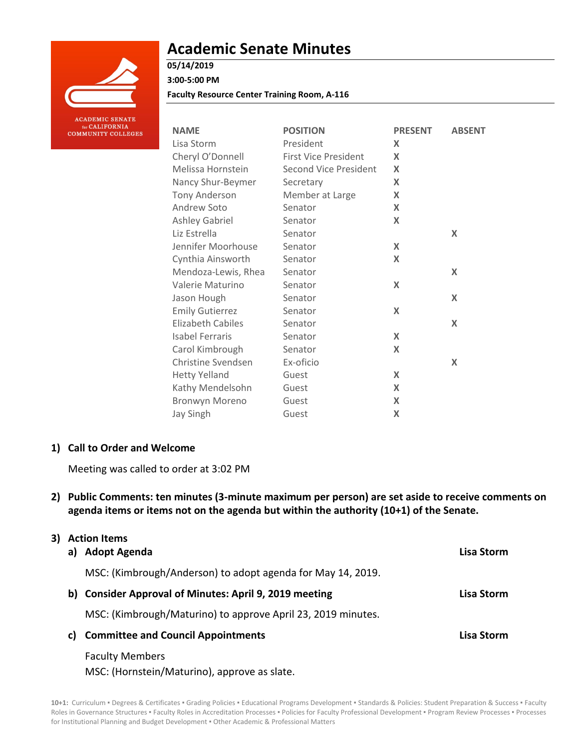# Academic Senate Minutes

**05/14/2019**

**3:00-5:00 PM**

**Faculty Resource Center Training Room, A-116**

| NAME | POSITION | PRESENT | ABSENT |
|---|---|---|---|
| Lisa Storm | President | X | |
| Cheryl O'Donnell | First Vice President | X | |
| Melissa Hornstein | Second Vice President | X | |
| Nancy Shur-Beymer | Secretary | X | |
| Tony Anderson | Member at Large | X | |
| Andrew Soto | Senator | X | |
| Ashley Gabriel | Senator | X | |
| Liz Estrella | Senator | | X |
| Jennifer Moorhouse | Senator | X | |
| Cynthia Ainsworth | Senator | X | |
| Mendoza-Lewis, Rhea | Senator | | X |
| Valerie Maturino | Senator | X | |
| Jason Hough | Senator | | X |
| Emily Gutierrez | Senator | X | |
| Elizabeth Cabiles | Senator | | X |
| Isabel Ferraris | Senator | X | |
| Carol Kimbrough | Senator | X | |
| Christine Svendsen | Ex-oficio | | X |
| Hetty Yelland | Guest | X | |
| Kathy Mendelsohn | Guest | X | |
| Bronwyn Moreno | Guest | X | |
| Jay Singh | Guest | X | |

## 1) Call to Order and Welcome

Meeting was called to order at 3:02 PM

## 2) Public Comments: ten minutes (3-minute maximum per person) are set aside to receive comments on agenda items or items not on the agenda but within the authority (10+1) of the Senate.

## 3) Action Items

### a) Adopt Agenda — Lisa Storm

MSC: (Kimbrough/Anderson) to adopt agenda for May 14, 2019.

### b) Consider Approval of Minutes: April 9, 2019 meeting — Lisa Storm

MSC: (Kimbrough/Maturino) to approve April 23, 2019 minutes.

### c) Committee and Council Appointments — Lisa Storm

Faculty Members

MSC: (Hornstein/Maturino), approve as slate.

**10+1:** Curriculum ▪ Degrees & Certificates ▪ Grading Policies ▪ Educational Programs Development ▪ Standards & Policies: Student Preparation & Success ▪ Faculty Roles in Governance Structures ▪ Faculty Roles in Accreditation Processes ▪ Policies for Faculty Professional Development ▪ Program Review Processes ▪ Processes for Institutional Planning and Budget Development ▪ Other Academic & Professional Matters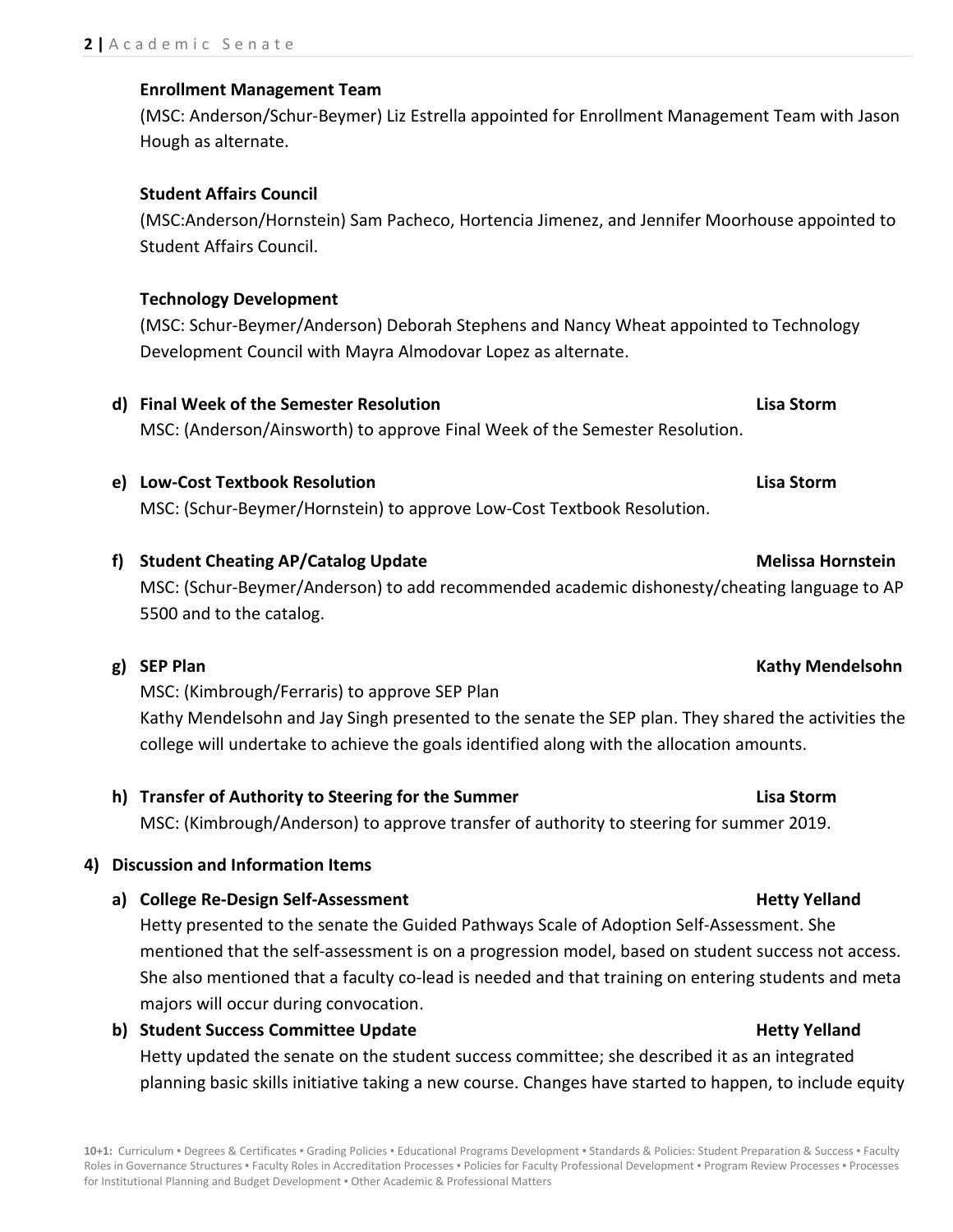**Enrollment Management Team**

(MSC: Anderson/Schur-Beymer) Liz Estrella appointed for Enrollment Management Team with Jason Hough as alternate.

**Student Affairs Council**

(MSC:Anderson/Hornstein) Sam Pacheco, Hortencia Jimenez, and Jennifer Moorhouse appointed to Student Affairs Council.

**Technology Development**

(MSC: Schur-Beymer/Anderson) Deborah Stephens and Nancy Wheat appointed to Technology Development Council with Mayra Almodovar Lopez as alternate.

**d) Final Week of the Semester Resolution** — **Lisa Storm**

MSC: (Anderson/Ainsworth) to approve Final Week of the Semester Resolution.

**e) Low-Cost Textbook Resolution** — **Lisa Storm**

MSC: (Schur-Beymer/Hornstein) to approve Low-Cost Textbook Resolution.

**f) Student Cheating AP/Catalog Update** — **Melissa Hornstein**

MSC: (Schur-Beymer/Anderson) to add recommended academic dishonesty/cheating language to AP 5500 and to the catalog.

**g) SEP Plan** — **Kathy Mendelsohn**

MSC: (Kimbrough/Ferraris) to approve SEP Plan

Kathy Mendelsohn and Jay Singh presented to the senate the SEP plan. They shared the activities the college will undertake to achieve the goals identified along with the allocation amounts.

**h) Transfer of Authority to Steering for the Summer** — **Lisa Storm**

MSC: (Kimbrough/Anderson) to approve transfer of authority to steering for summer 2019.

**4) Discussion and Information Items**

**a) College Re-Design Self-Assessment** — **Hetty Yelland**

Hetty presented to the senate the Guided Pathways Scale of Adoption Self-Assessment. She mentioned that the self-assessment is on a progression model, based on student success not access. She also mentioned that a faculty co-lead is needed and that training on entering students and meta majors will occur during convocation.

**b) Student Success Committee Update** — **Hetty Yelland**

Hetty updated the senate on the student success committee; she described it as an integrated planning basic skills initiative taking a new course. Changes have started to happen, to include equity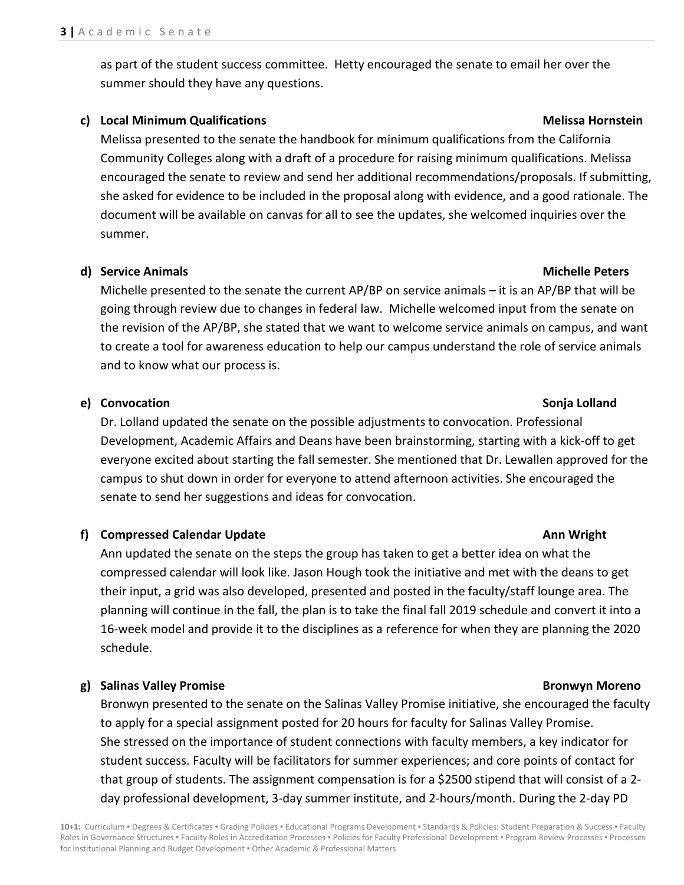as part of the student success committee. Hetty encouraged the senate to email her over the summer should they have any questions.

**c) Local Minimum Qualifications** **Melissa Hornstein**

Melissa presented to the senate the handbook for minimum qualifications from the California Community Colleges along with a draft of a procedure for raising minimum qualifications. Melissa encouraged the senate to review and send her additional recommendations/proposals. If submitting, she asked for evidence to be included in the proposal along with evidence, and a good rationale. The document will be available on canvas for all to see the updates, she welcomed inquiries over the summer.

**d) Service Animals** **Michelle Peters**

Michelle presented to the senate the current AP/BP on service animals – it is an AP/BP that will be going through review due to changes in federal law. Michelle welcomed input from the senate on the revision of the AP/BP, she stated that we want to welcome service animals on campus, and want to create a tool for awareness education to help our campus understand the role of service animals and to know what our process is.

**e) Convocation** **Sonja Lolland**

Dr. Lolland updated the senate on the possible adjustments to convocation. Professional Development, Academic Affairs and Deans have been brainstorming, starting with a kick-off to get everyone excited about starting the fall semester. She mentioned that Dr. Lewallen approved for the campus to shut down in order for everyone to attend afternoon activities. She encouraged the senate to send her suggestions and ideas for convocation.

**f) Compressed Calendar Update** **Ann Wright**

Ann updated the senate on the steps the group has taken to get a better idea on what the compressed calendar will look like. Jason Hough took the initiative and met with the deans to get their input, a grid was also developed, presented and posted in the faculty/staff lounge area. The planning will continue in the fall, the plan is to take the final fall 2019 schedule and convert it into a 16-week model and provide it to the disciplines as a reference for when they are planning the 2020 schedule.

**g) Salinas Valley Promise** **Bronwyn Moreno**

Bronwyn presented to the senate on the Salinas Valley Promise initiative, she encouraged the faculty to apply for a special assignment posted for 20 hours for faculty for Salinas Valley Promise. She stressed on the importance of student connections with faculty members, a key indicator for student success. Faculty will be facilitators for summer experiences; and core points of contact for that group of students. The assignment compensation is for a $2500 stipend that will consist of a 2-day professional development, 3-day summer institute, and 2-hours/month. During the 2-day PD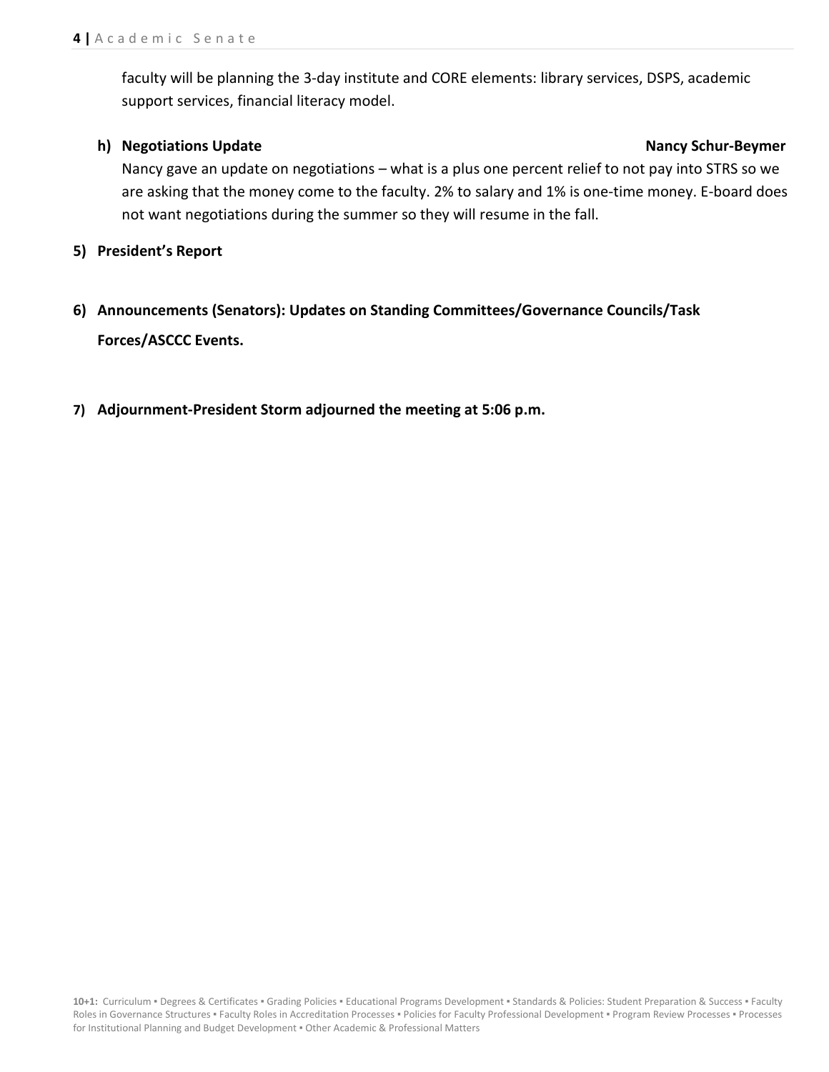faculty will be planning the 3-day institute and CORE elements: library services, DSPS, academic support services, financial literacy model.

**h) Negotiations Update** **Nancy Schur-Beymer**

Nancy gave an update on negotiations – what is a plus one percent relief to not pay into STRS so we are asking that the money come to the faculty. 2% to salary and 1% is one-time money. E-board does not want negotiations during the summer so they will resume in the fall.

**5) President's Report**

**6) Announcements (Senators): Updates on Standing Committees/Governance Councils/Task Forces/ASCCC Events.**

**7) Adjournment-President Storm adjourned the meeting at 5:06 p.m.**